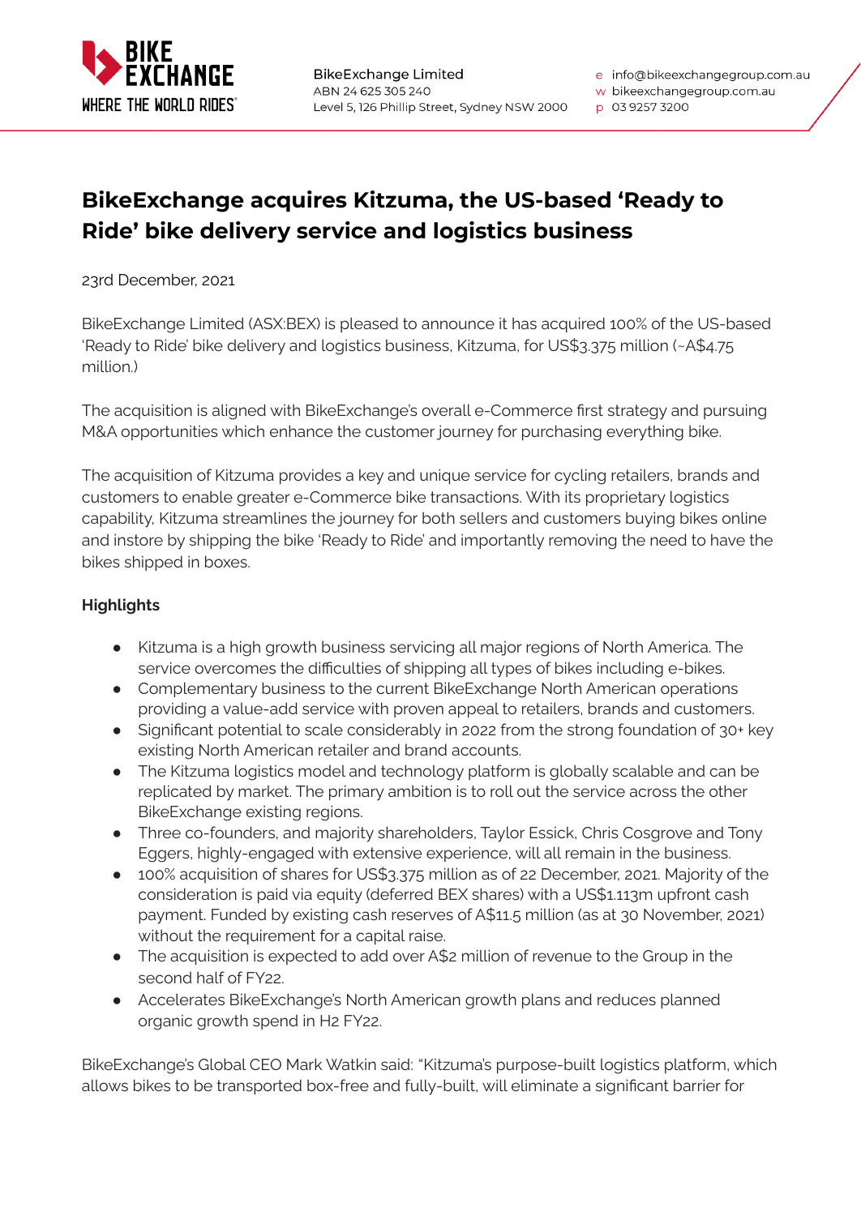BikeExchange Limited
ABN 24 625 305 240
Level 5, 126 Phillip Street, Sydney NSW 2000

e info@bikeexchangegroup.com.au
w bikeexchangegroup.com.au
p 03 9257 3200

# BikeExchange acquires Kitzuma, the US-based 'Ready to Ride' bike delivery service and logistics business

23rd December, 2021

BikeExchange Limited (ASX:BEX) is pleased to announce it has acquired 100% of the US-based 'Ready to Ride' bike delivery and logistics business, Kitzuma, for US$3.375 million (~A$4.75 million.)

The acquisition is aligned with BikeExchange's overall e-Commerce first strategy and pursuing M&A opportunities which enhance the customer journey for purchasing everything bike.

The acquisition of Kitzuma provides a key and unique service for cycling retailers, brands and customers to enable greater e-Commerce bike transactions. With its proprietary logistics capability, Kitzuma streamlines the journey for both sellers and customers buying bikes online and instore by shipping the bike 'Ready to Ride' and importantly removing the need to have the bikes shipped in boxes.

**Highlights**

- Kitzuma is a high growth business servicing all major regions of North America. The service overcomes the difficulties of shipping all types of bikes including e-bikes.
- Complementary business to the current BikeExchange North American operations providing a value-add service with proven appeal to retailers, brands and customers.
- Significant potential to scale considerably in 2022 from the strong foundation of 30+ key existing North American retailer and brand accounts.
- The Kitzuma logistics model and technology platform is globally scalable and can be replicated by market. The primary ambition is to roll out the service across the other BikeExchange existing regions.
- Three co-founders, and majority shareholders, Taylor Essick, Chris Cosgrove and Tony Eggers, highly-engaged with extensive experience, will all remain in the business.
- 100% acquisition of shares for US$3.375 million as of 22 December, 2021. Majority of the consideration is paid via equity (deferred BEX shares) with a US$1.113m upfront cash payment. Funded by existing cash reserves of A$11.5 million (as at 30 November, 2021) without the requirement for a capital raise.
- The acquisition is expected to add over A$2 million of revenue to the Group in the second half of FY22.
- Accelerates BikeExchange's North American growth plans and reduces planned organic growth spend in H2 FY22.

BikeExchange's Global CEO Mark Watkin said: "Kitzuma's purpose-built logistics platform, which allows bikes to be transported box-free and fully-built, will eliminate a significant barrier for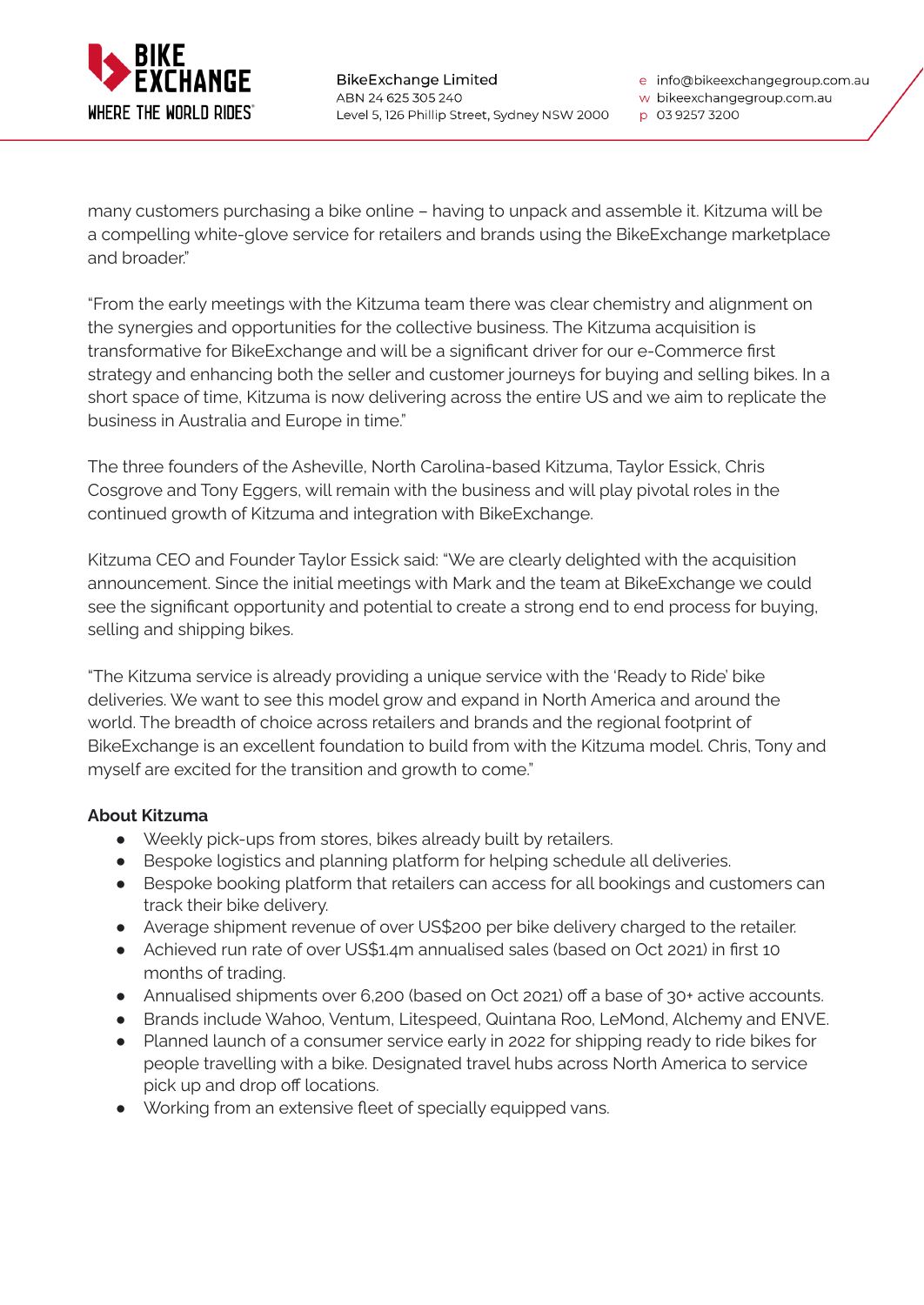many customers purchasing a bike online – having to unpack and assemble it. Kitzuma will be a compelling white-glove service for retailers and brands using the BikeExchange marketplace and broader."

"From the early meetings with the Kitzuma team there was clear chemistry and alignment on the synergies and opportunities for the collective business. The Kitzuma acquisition is transformative for BikeExchange and will be a significant driver for our e-Commerce first strategy and enhancing both the seller and customer journeys for buying and selling bikes. In a short space of time, Kitzuma is now delivering across the entire US and we aim to replicate the business in Australia and Europe in time."

The three founders of the Asheville, North Carolina-based Kitzuma, Taylor Essick, Chris Cosgrove and Tony Eggers, will remain with the business and will play pivotal roles in the continued growth of Kitzuma and integration with BikeExchange.

Kitzuma CEO and Founder Taylor Essick said: "We are clearly delighted with the acquisition announcement. Since the initial meetings with Mark and the team at BikeExchange we could see the significant opportunity and potential to create a strong end to end process for buying, selling and shipping bikes.

"The Kitzuma service is already providing a unique service with the 'Ready to Ride' bike deliveries. We want to see this model grow and expand in North America and around the world. The breadth of choice across retailers and brands and the regional footprint of BikeExchange is an excellent foundation to build from with the Kitzuma model. Chris, Tony and myself are excited for the transition and growth to come."

**About Kitzuma**

- Weekly pick-ups from stores, bikes already built by retailers.
- Bespoke logistics and planning platform for helping schedule all deliveries.
- Bespoke booking platform that retailers can access for all bookings and customers can track their bike delivery.
- Average shipment revenue of over US$200 per bike delivery charged to the retailer.
- Achieved run rate of over US$1.4m annualised sales (based on Oct 2021) in first 10 months of trading.
- Annualised shipments over 6,200 (based on Oct 2021) off a base of 30+ active accounts.
- Brands include Wahoo, Ventum, Litespeed, Quintana Roo, LeMond, Alchemy and ENVE.
- Planned launch of a consumer service early in 2022 for shipping ready to ride bikes for people travelling with a bike. Designated travel hubs across North America to service pick up and drop off locations.
- Working from an extensive fleet of specially equipped vans.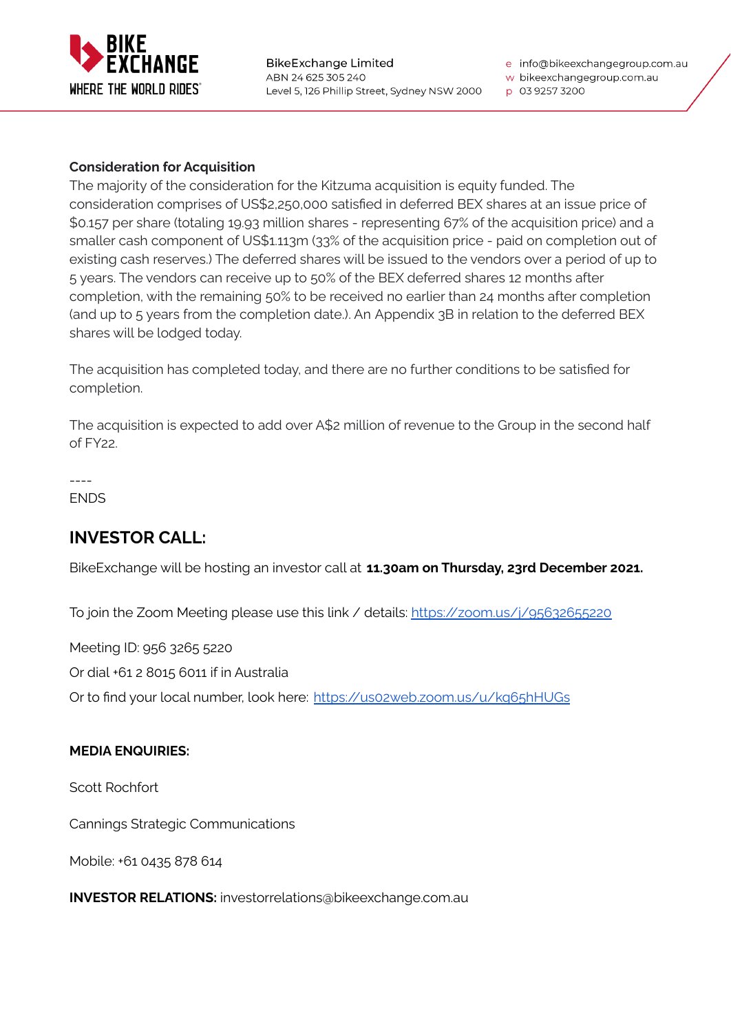**Consideration for Acquisition**

The majority of the consideration for the Kitzuma acquisition is equity funded. The consideration comprises of US$2,250,000 satisfied in deferred BEX shares at an issue price of $0.157 per share (totaling 19.93 million shares - representing 67% of the acquisition price) and a smaller cash component of US$1.113m (33% of the acquisition price - paid on completion out of existing cash reserves.) The deferred shares will be issued to the vendors over a period of up to 5 years. The vendors can receive up to 50% of the BEX deferred shares 12 months after completion, with the remaining 50% to be received no earlier than 24 months after completion (and up to 5 years from the completion date.). An Appendix 3B in relation to the deferred BEX shares will be lodged today.

The acquisition has completed today, and there are no further conditions to be satisfied for completion.

The acquisition is expected to add over A$2 million of revenue to the Group in the second half of FY22.

----

ENDS

## INVESTOR CALL:

BikeExchange will be hosting an investor call at **11.30am on Thursday, 23rd December 2021.**

To join the Zoom Meeting please use this link / details: https://zoom.us/j/95632655220

Meeting ID: 956 3265 5220

Or dial +61 2 8015 6011 if in Australia

Or to find your local number, look here: https://us02web.zoom.us/u/kq65hHUGs

**MEDIA ENQUIRIES:**

Scott Rochfort

Cannings Strategic Communications

Mobile: +61 0435 878 614

**INVESTOR RELATIONS:** investorrelations@bikeexchange.com.au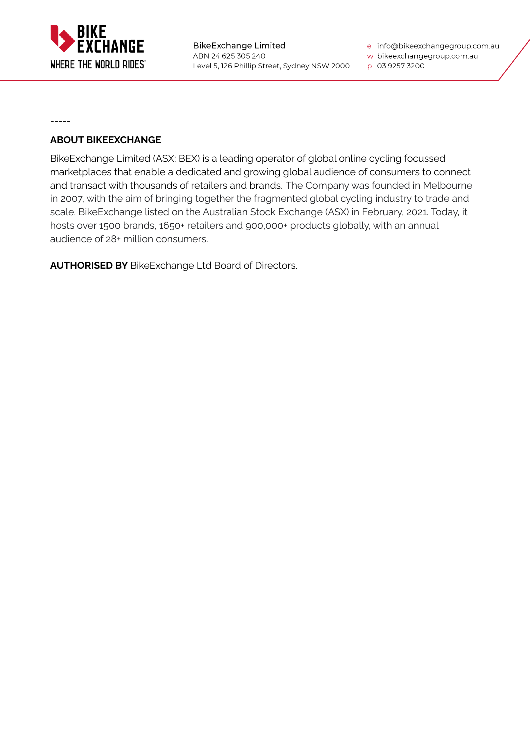-----

**ABOUT BIKEEXCHANGE**

BikeExchange Limited (ASX: BEX) is a leading operator of global online cycling focussed marketplaces that enable a dedicated and growing global audience of consumers to connect and transact with thousands of retailers and brands. The Company was founded in Melbourne in 2007, with the aim of bringing together the fragmented global cycling industry to trade and scale. BikeExchange listed on the Australian Stock Exchange (ASX) in February, 2021. Today, it hosts over 1500 brands, 1650+ retailers and 900,000+ products globally, with an annual audience of 28+ million consumers.

**AUTHORISED BY** BikeExchange Ltd Board of Directors.